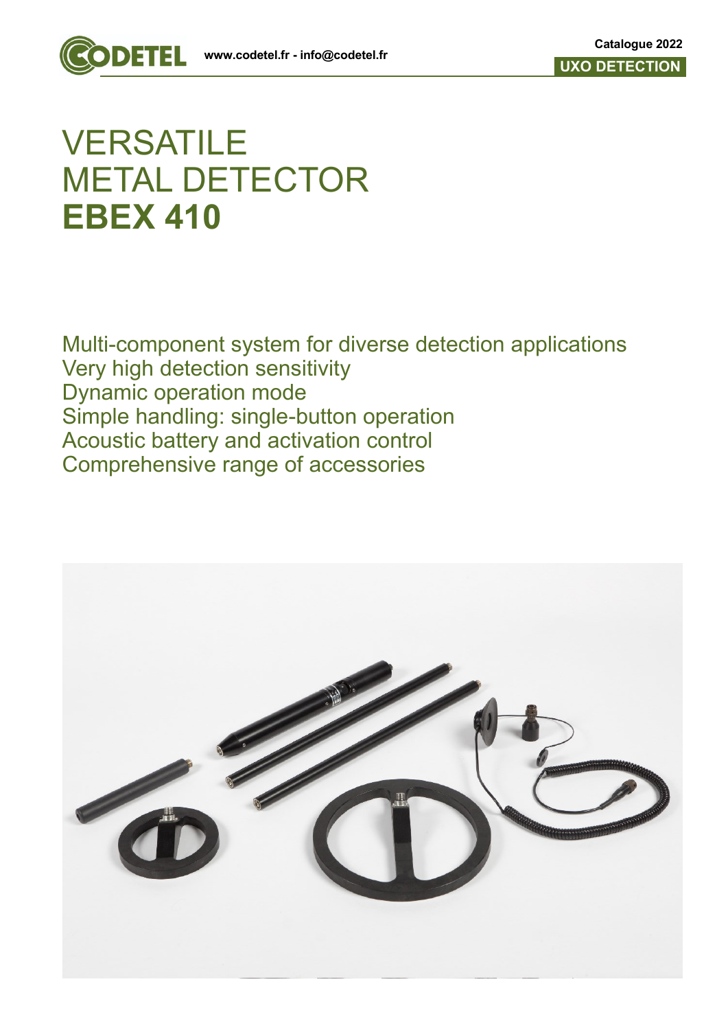# VERSATILE METAL DETECTOR **EBEX 410**

Multi-component system for diverse detection applications
Very high detection sensitivity
Dynamic operation mode
Simple handling: single-button operation
Acoustic battery and activation control
Comprehensive range of accessories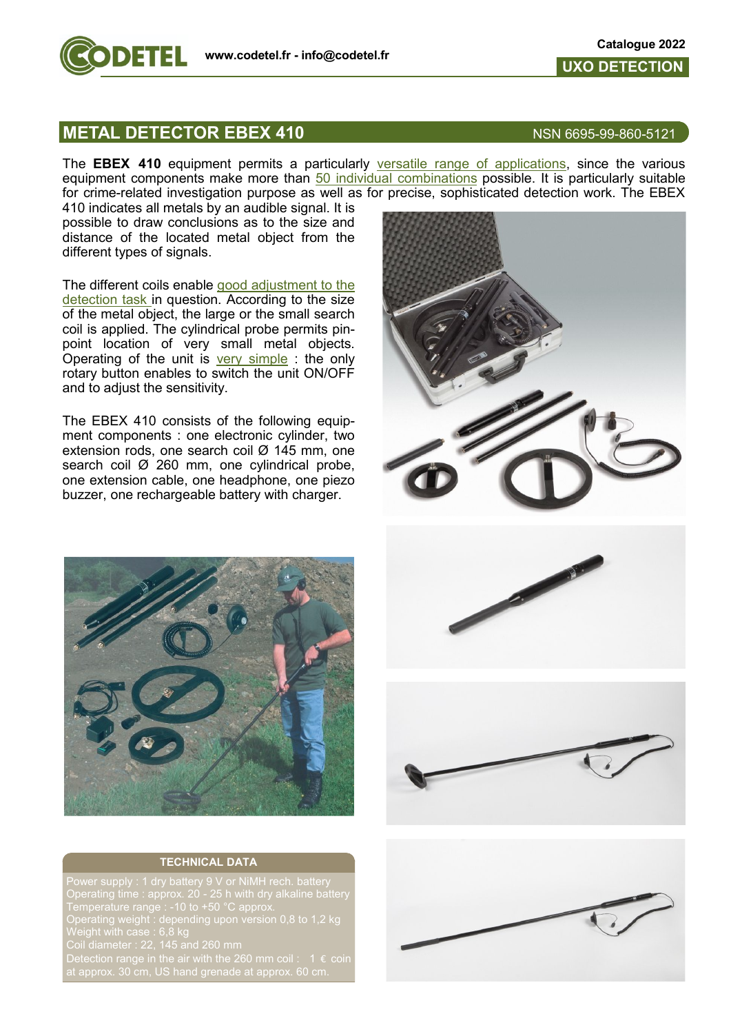## METAL DETECTOR EBEX 410

NSN 6695-99-860-5121

The **EBEX 410** equipment permits a particularly versatile range of applications, since the various equipment components make more than 50 individual combinations possible. It is particularly suitable for crime-related investigation purpose as well as for precise, sophisticated detection work. The EBEX 410 indicates all metals by an audible signal. It is possible to draw conclusions as to the size and distance of the located metal object from the different types of signals.

The different coils enable good adjustment to the detection task in question. According to the size of the metal object, the large or the small search coil is applied. The cylindrical probe permits pin-point location of very small metal objects. Operating of the unit is very simple : the only rotary button enables to switch the unit ON/OFF and to adjust the sensitivity.

The EBEX 410 consists of the following equipment components : one electronic cylinder, two extension rods, one search coil Ø 145 mm, one search coil Ø 260 mm, one cylindrical probe, one extension cable, one headphone, one piezo buzzer, one rechargeable battery with charger.

### TECHNICAL DATA

Power supply : 1 dry battery 9 V or NiMH rech. battery
Operating time : approx. 20 - 25 h with dry alkaline battery
Temperature range : -10 to +50 °C approx.
Operating weight : depending upon version 0,8 to 1,2 kg
Weight with case : 6,8 kg
Coil diameter : 22, 145 and 260 mm
Detection range in the air with the 260 mm coil : 1 € coin at approx. 30 cm, US hand grenade at approx. 60 cm.